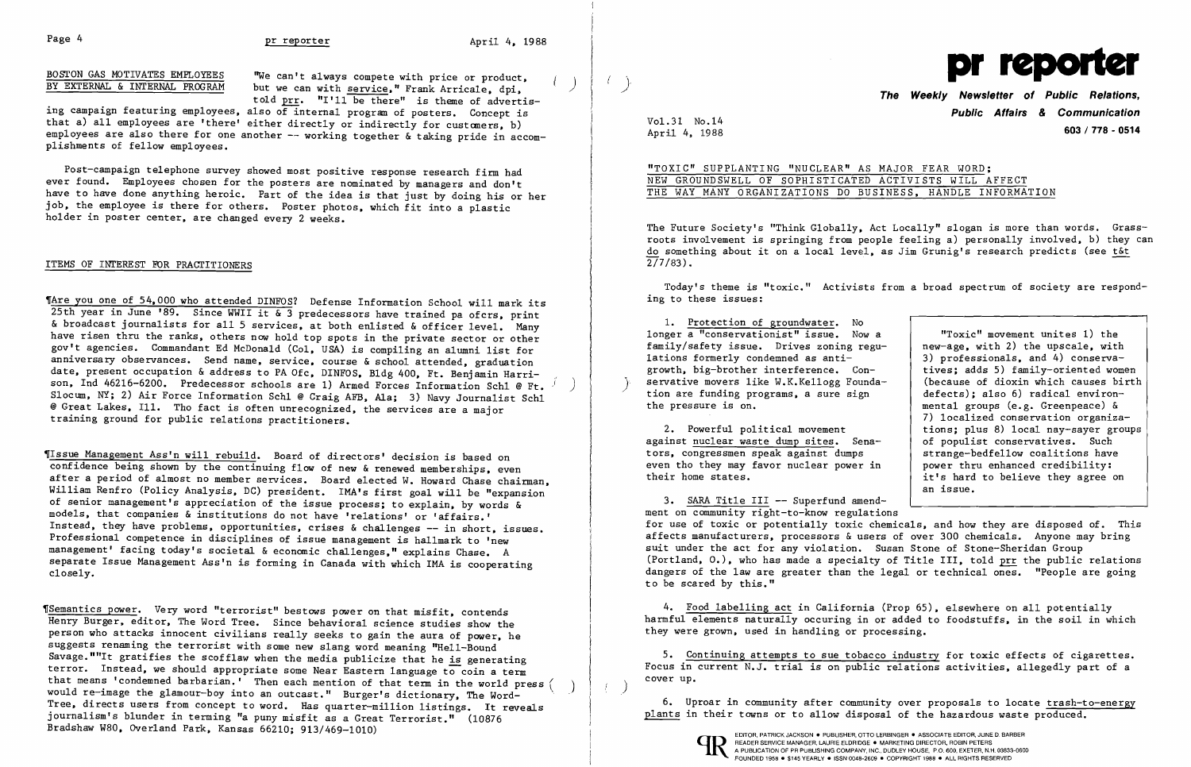## BOSTON GAS MOTIVATES EMPLOYEES BY EXTERNAL & INTERNAL PROGRAM

"We can't always compete with price or product, but we can with service," Frank Arricale, dpi, told prr. "I'll be there" is theme of advertising campaign featuring employees, also of internal program of posters. Concept is that a) all employees are 'there' either directly or indirectly for customers, b) employees are also there for one another -- working together & taking pride in accomplishments of fellow employees.

Post-campaign telephone survey showed most positive response research firm had ever found. Employees chosen for the posters are nominated by managers and don't have to have done anything heroic. Part of the idea is that just by doing his or her job, the employee is there for others. Poster photos, which fit into a plastic holder in poster center, are changed every 2 weeks.

## ITEMS OF INTEREST FOR PRACTITIONERS

¶Are you one of 54,000 who attended DINFOS? Defense Information School will mark its 25th year in June '89. Since WWII it & 3 predecessors have trained pa ofcrs, print & broadcast journalists for all 5 services, at both enlisted & officer level. Many have risen thru the ranks, others now hold top spots in the private sector or other gov't agencies. Commandant Ed McDonald (Col, USA) is compiling an alumni list for anniversary observances. Send name, service, course & school attended, graduation date, present occupation & address to PA Ofc, DINFOS, Bldg 400, Ft. Benjamin Harrison, Ind 46216-6200. Predecessor schools are 1) Armed Forces Information Schl @ Ft. Slocum, NY; 2) Air Force Information Schl @ Craig AFB, Ala; 3) Navy Journalist Schl @ Great Lakes, Ill. Tho fact is often unrecognized, the services are a major training ground for public relations practitioners.

¶Issue Management Ass'n will rebuild. Board of directors' decision is based on confidence being shown by the continuing flow of new & renewed memberships, even after a period of almost no member services. Board elected W. Howard Chase chairman, William Renfro (Policy Analysis, DC) president. IMA's first goal will be "expansion of senior management's appreciation of the issue process; to explain, by words & models, that companies & institutions do not have 'relations' or 'affairs.' Instead, they have problems, opportunities, crises & challenges -- in short, issues. Professional competence in disciplines of issue management is hallmark to 'new management' facing today's societal & economic challenges," explains Chase. A separate Issue Management Ass'n is forming in Canada with which IMA is cooperating closely.

¶Semantics power. Very word "terrorist" bestows power on that misfit, contends Henry Burger, editor, The Word Tree. Since behavioral science studies show the person who attacks innocent civilians really seeks to gain the aura of power, he suggests renaming the terrorist with some new slang word meaning "Hell-Bound Savage.""It gratifies the scofflaw when the media publicize that he is generating terror. Instead, we should appropriate some Near Eastern language to coin a term that means 'condemned barbarian.' Then each mention of that term in the world press would re-image the glamour-boy into an outcast." Burger's dictionary, The Word-Tree, directs users from concept to word. Has quarter-million listings. It reveals journalism's blunder in terming "a puny misfit as a Great Terrorist." (10876 Bradshaw W80, Overland Park, Kansas 66210; 913/469-1010)

# pr reporter

**The Weekly Newsletter of Public Relations, Public Affairs & Communication**

603 / 778 - 0514

Vol.31 No.14
April 4, 1988

## "TOXIC" SUPPLANTING "NUCLEAR" AS MAJOR FEAR WORD; NEW GROUNDSWELL OF SOPHISTICATED ACTIVISTS WILL AFFECT THE WAY MANY ORGANIZATIONS DO BUSINESS, HANDLE INFORMATION

The Future Society's "Think Globally, Act Locally" slogan is more than words. Grassroots involvement is springing from people feeling a) personally involved, b) they can do something about it on a local level, as Jim Grunig's research predicts (see t&t 2/7/83).

Today's theme is "toxic." Activists from a broad spectrum of society are responding to these issues:

1. Protection of groundwater. No longer a "conservationist" issue. Now a family/safety issue. Drives zoning regulations formerly condemned as anti-growth, big-brother interference. Conservative movers like W.K.Kellogg Foundation are funding programs, a sure sign the pressure is on.

2. Powerful political movement against nuclear waste dump sites. Senators, congressmen speak against dumps even tho they may favor nuclear power in their home states.

> "Toxic" movement unites 1) the new-age, with 2) the upscale, with 3) professionals, and 4) conservatives; adds 5) family-oriented women (because of dioxin which causes birth defects); also 6) radical environmental groups (e.g. Greenpeace) & 7) localized conservation organizations; plus 8) local nay-sayer groups of populist conservatives. Such strange-bedfellow coalitions have power thru enhanced credibility: it's hard to believe they agree on an issue.

3. SARA Title III -- Superfund amendment on community right-to-know regulations for use of toxic or potentially toxic chemicals, and how they are disposed of. This affects manufacturers, processors & users of over 300 chemicals. Anyone may bring suit under the act for any violation. Susan Stone of Stone-Sheridan Group (Portland, O.), who has made a specialty of Title III, told prr the public relations dangers of the law are greater than the legal or technical ones. "People are going to be scared by this."

4. Food labelling act in California (Prop 65), elsewhere on all potentially harmful elements naturally occuring in or added to foodstuffs, in the soil in which they were grown, used in handling or processing.

5. Continuing attempts to sue tobacco industry for toxic effects of cigarettes. Focus in current N.J. trial is on public relations activities, allegedly part of a cover up.

6. Uproar in community after community over proposals to locate trash-to-energy plants in their towns or to allow disposal of the hazardous waste produced.

EDITOR, PATRICK JACKSON • PUBLISHER, OTTO LERBINGER • ASSOCIATE EDITOR, JUNE D BARBER
READER SERVICE MANAGER, LAURIE ELDRIDGE • MARKETING DIRECTOR, ROBIN PETERS
A PUBLICATION OF PR PUBLISHING COMPANY, INC., DUDLEY HOUSE, P.O. 600, EXETER, N.H. 03833-0600
FOUNDED 1958 • $145 YEARLY • ISSN 0048-2609 • COPYRIGHT 1988 • ALL RIGHTS RESERVED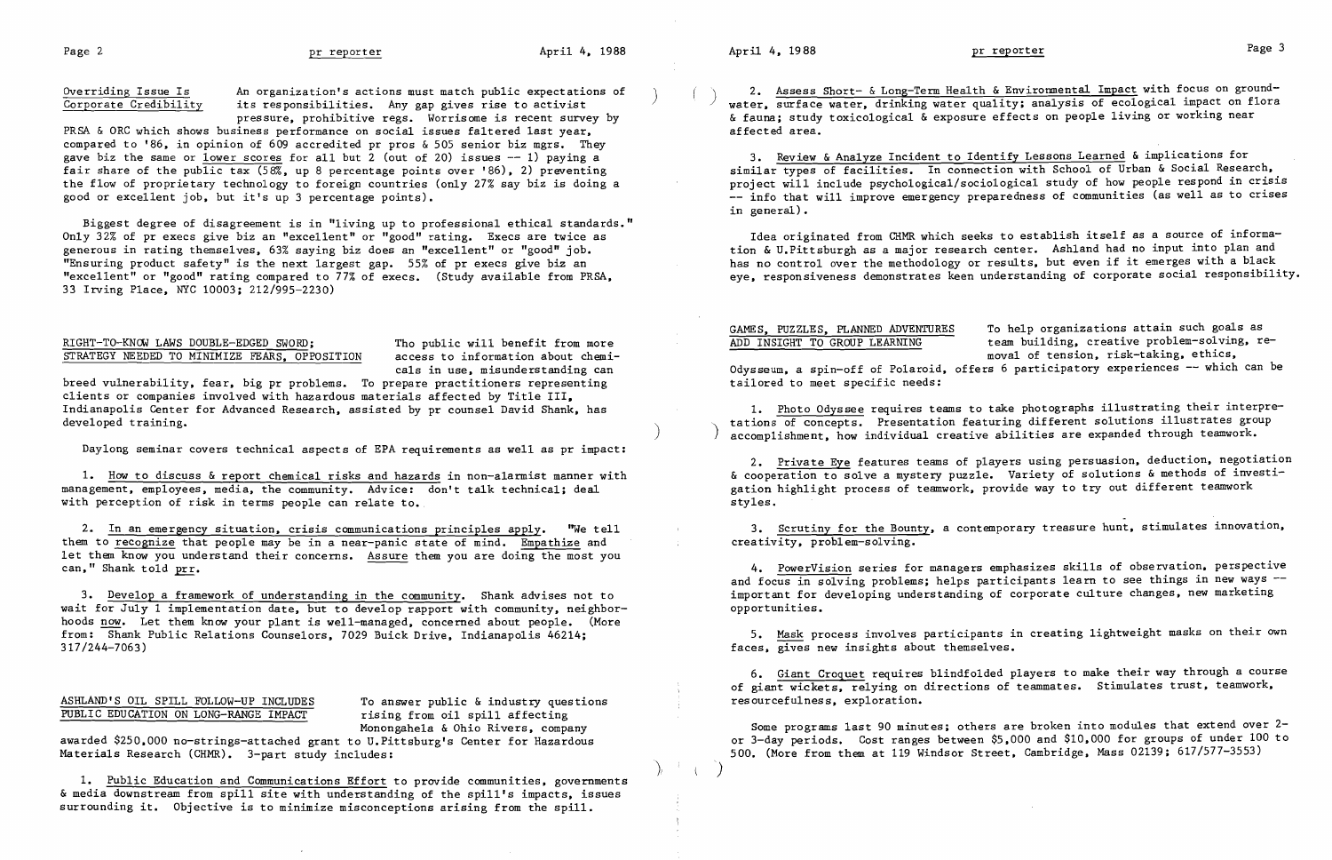## Overriding Issue Is Corporate Credibility

An organization's actions must match public expectations of its responsibilities. Any gap gives rise to activist pressure, prohibitive regs. Worrisome is recent survey by PRSA & ORC which shows business performance on social issues faltered last year, compared to '86, in opinion of 609 accredited pr pros & 505 senior biz mgrs. They gave biz the same or lower scores for all but 2 (out of 20) issues -- 1) paying a fair share of the public tax (58%, up 8 percentage points over '86), 2) preventing the flow of proprietary technology to foreign countries (only 27% say biz is doing a good or excellent job, but it's up 3 percentage points).

Biggest degree of disagreement is in "living up to professional ethical standards." Only 32% of pr execs give biz an "excellent" or "good" rating. Execs are twice as generous in rating themselves, 63% saying biz does an "excellent" or "good" job. "Ensuring product safety" is the next largest gap. 55% of pr execs give biz an "excellent" or "good" rating compared to 77% of execs. (Study available from PRSA, 33 Irving Place, NYC 10003; 212/995-2230)

## RIGHT-TO-KNOW LAWS DOUBLE-EDGED SWORD; STRATEGY NEEDED TO MINIMIZE FEARS, OPPOSITION

Tho public will benefit from more access to information about chemicals in use, misunderstanding can breed vulnerability, fear, big pr problems. To prepare practitioners representing clients or companies involved with hazardous materials affected by Title III, Indianapolis Center for Advanced Research, assisted by pr counsel David Shank, has developed training.

Daylong seminar covers technical aspects of EPA requirements as well as pr impact:

1. How to discuss & report chemical risks and hazards in non-alarmist manner with management, employees, media, the community. Advice: don't talk technical; deal with perception of risk in terms people can relate to.

2. In an emergency situation, crisis communications principles apply. "We tell them to recognize that people may be in a near-panic state of mind. Empathize and let them know you understand their concerns. Assure them you are doing the most you can," Shank told prr.

3. Develop a framework of understanding in the community. Shank advises not to wait for July 1 implementation date, but to develop rapport with community, neighborhoods now. Let them know your plant is well-managed, concerned about people. (More from: Shank Public Relations Counselors, 7029 Buick Drive, Indianapolis 46214; 317/244-7063)

## ASHLAND'S OIL SPILL FOLLOW-UP INCLUDES PUBLIC EDUCATION ON LONG-RANGE IMPACT

To answer public & industry questions rising from oil spill affecting Monongahela & Ohio Rivers, company awarded $250,000 no-strings-attached grant to U.Pittsburg's Center for Hazardous Materials Research (CHMR). 3-part study includes:

1. Public Education and Communications Effort to provide communities, governments & media downstream from spill site with understanding of the spill's impacts, issues surrounding it. Objective is to minimize misconceptions arising from the spill.

2. Assess Short- & Long-Term Health & Environmental Impact with focus on groundwater, surface water, drinking water quality; analysis of ecological impact on flora & fauna; study toxicological & exposure effects on people living or working near affected area.

3. Review & Analyze Incident to Identify Lessons Learned & implications for similar types of facilities. In connection with School of Urban & Social Research, project will include psychological/sociological study of how people respond in crisis -- info that will improve emergency preparedness of communities (as well as to crises in general).

Idea originated from CHMR which seeks to establish itself as a source of information & U.Pittsburgh as a major research center. Ashland had no input into plan and has no control over the methodology or results, but even if it emerges with a black eye, responsiveness demonstrates keen understanding of corporate social responsibility.

## GAMES, PUZZLES, PLANNED ADVENTURES ADD INSIGHT TO GROUP LEARNING

To help organizations attain such goals as team building, creative problem-solving, removal of tension, risk-taking, ethics, Odysseum, a spin-off of Polaroid, offers 6 participatory experiences -- which can be tailored to meet specific needs:

1. Photo Odyssee requires teams to take photographs illustrating their interpretations of concepts. Presentation featuring different solutions illustrates group accomplishment, how individual creative abilities are expanded through teamwork.

2. Private Eye features teams of players using persuasion, deduction, negotiation & cooperation to solve a mystery puzzle. Variety of solutions & methods of investigation highlight process of teamwork, provide way to try out different teamwork styles.

3. Scrutiny for the Bounty, a contemporary treasure hunt, stimulates innovation, creativity, problem-solving.

4. PowerVision series for managers emphasizes skills of observation, perspective and focus in solving problems; helps participants learn to see things in new ways -- important for developing understanding of corporate culture changes, new marketing opportunities.

5. Mask process involves participants in creating lightweight masks on their own faces, gives new insights about themselves.

6. Giant Croquet requires blindfolded players to make their way through a course of giant wickets, relying on directions of teammates. Stimulates trust, teamwork, resourcefulness, exploration.

Some programs last 90 minutes; others are broken into modules that extend over 2- or 3-day periods. Cost ranges between $5,000 and $10,000 for groups of under 100 to 500. (More from them at 119 Windsor Street, Cambridge, Mass 02139; 617/577-3553)